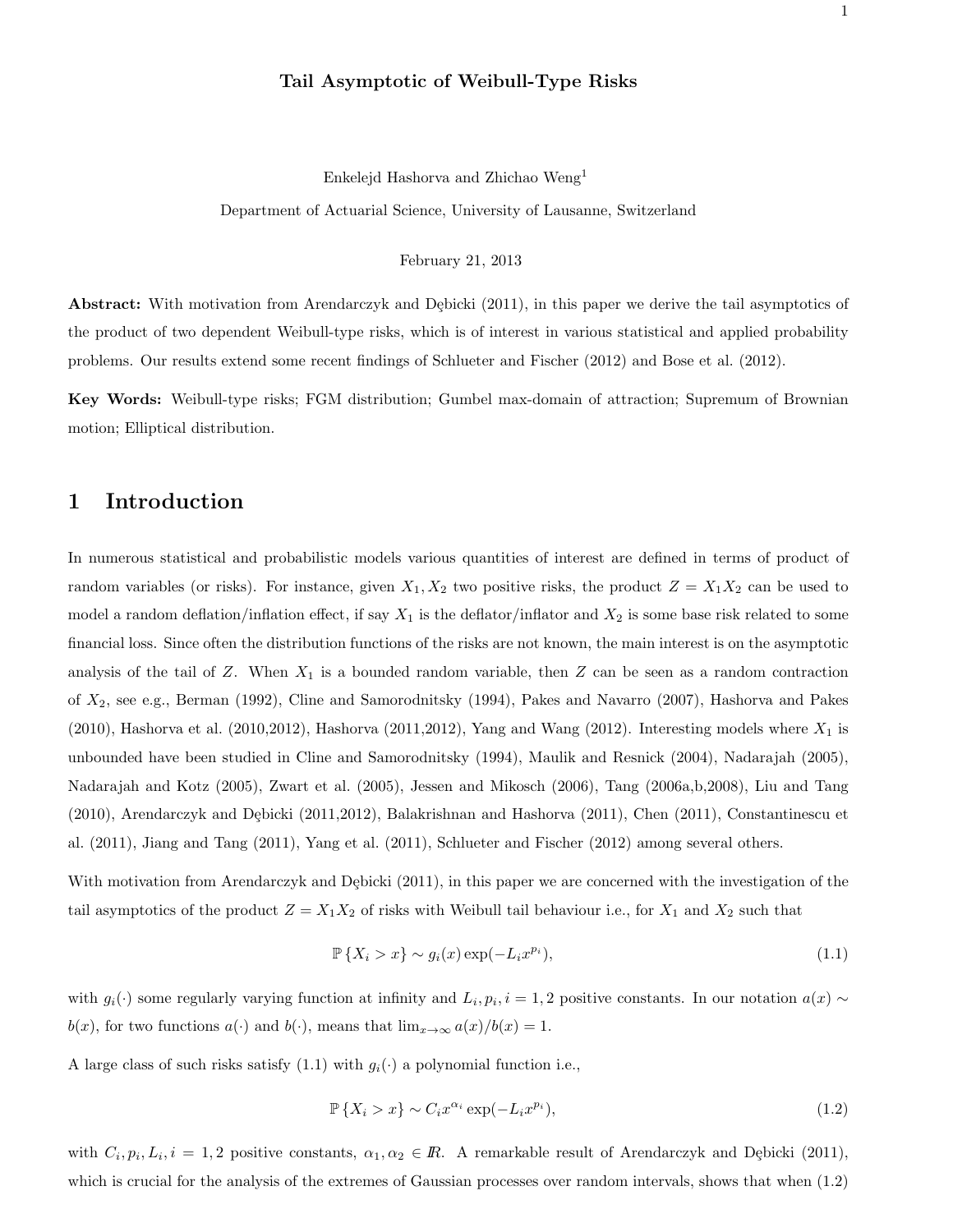# Tail Asymptotic of Weibull-Type Risks

Enkelejd Hashorva and Zhichao Weng[1]

Department of Actuarial Science, University of Lausanne, Switzerland

February 21, 2013

**Abstract:** With motivation from Arendarczyk and Dębicki (2011), in this paper we derive the tail asymptotics of the product of two dependent Weibull-type risks, which is of interest in various statistical and applied probability problems. Our results extend some recent findings of Schlueter and Fischer (2012) and Bose et al. (2012).

**Key Words:** Weibull-type risks; FGM distribution; Gumbel max-domain of attraction; Supremum of Brownian motion; Elliptical distribution.

## 1 Introduction

In numerous statistical and probabilistic models various quantities of interest are defined in terms of product of random variables (or risks). For instance, given $X_1, X_2$ two positive risks, the product $Z = X_1 X_2$ can be used to model a random deflation/inflation effect, if say $X_1$ is the deflator/inflator and $X_2$ is some base risk related to some financial loss. Since often the distribution functions of the risks are not known, the main interest is on the asymptotic analysis of the tail of $Z$. When $X_1$ is a bounded random variable, then $Z$ can be seen as a random contraction of $X_2$, see e.g., Berman (1992), Cline and Samorodnitsky (1994), Pakes and Navarro (2007), Hashorva and Pakes (2010), Hashorva et al. (2010,2012), Hashorva (2011,2012), Yang and Wang (2012). Interesting models where $X_1$ is unbounded have been studied in Cline and Samorodnitsky (1994), Maulik and Resnick (2004), Nadarajah (2005), Nadarajah and Kotz (2005), Zwart et al. (2005), Jessen and Mikosch (2006), Tang (2006a,b,2008), Liu and Tang (2010), Arendarczyk and Dębicki (2011,2012), Balakrishnan and Hashorva (2011), Chen (2011), Constantinescu et al. (2011), Jiang and Tang (2011), Yang et al. (2011), Schlueter and Fischer (2012) among several others.

With motivation from Arendarczyk and Dębicki (2011), in this paper we are concerned with the investigation of the tail asymptotics of the product $Z = X_1 X_2$ of risks with Weibull tail behaviour i.e., for $X_1$ and $X_2$ such that

$$\mathbb{P}\{X_i > x\} \sim g_i(x) \exp(-L_i x^{p_i}), \tag{1.1}$$

with $g_i(\cdot)$ some regularly varying function at infinity and $L_i, p_i, i = 1, 2$ positive constants. In our notation $a(x) \sim b(x)$, for two functions $a(\cdot)$ and $b(\cdot)$, means that $\lim_{x\to\infty} a(x)/b(x) = 1$.

A large class of such risks satisfy (1.1) with $g_i(\cdot)$ a polynomial function i.e.,

$$\mathbb{P}\{X_i > x\} \sim C_i x^{\alpha_i} \exp(-L_i x^{p_i}), \tag{1.2}$$

with $C_i, p_i, L_i, i = 1, 2$ positive constants, $\alpha_1, \alpha_2 \in \mathbb{R}$. A remarkable result of Arendarczyk and Dębicki (2011), which is crucial for the analysis of the extremes of Gaussian processes over random intervals, shows that when (1.2)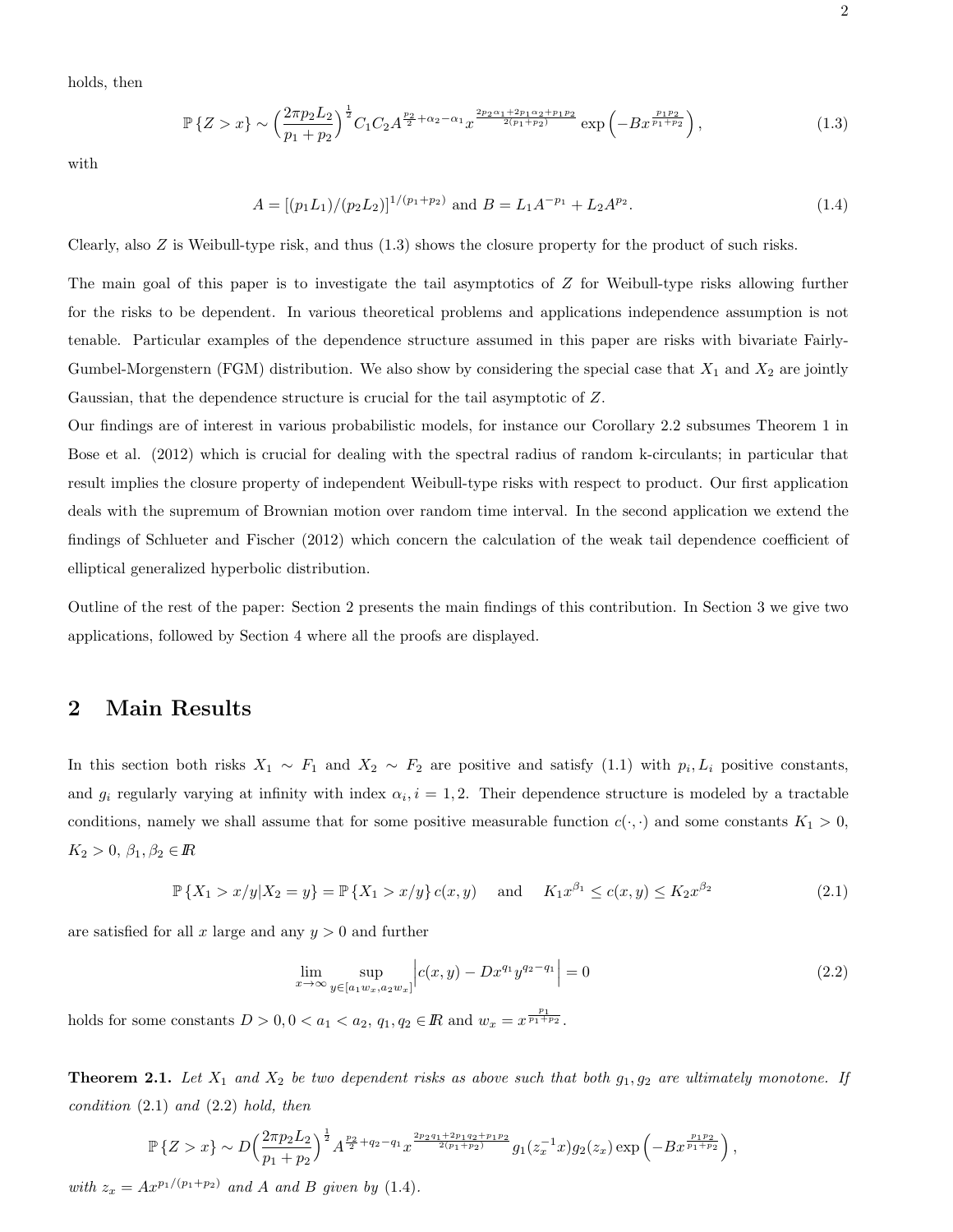holds, then

$$\mathbb{P}\{Z > x\} \sim \Big(\frac{2\pi p_2 L_2}{p_1+p_2}\Big)^{\frac{1}{2}} C_1 C_2 A^{\frac{p_2}{2}+\alpha_2-\alpha_1} x^{\frac{2p_2\alpha_1+2p_1\alpha_2+p_1p_2}{2(p_1+p_2)}} \exp\Big(-Bx^{\frac{p_1p_2}{p_1+p_2}}\Big), \tag{1.3}$$

with

$$A = [(p_1L_1)/(p_2L_2)]^{1/(p_1+p_2)} \text{ and } B = L_1A^{-p_1} + L_2A^{p_2}. \tag{1.4}$$

Clearly, also $Z$ is Weibull-type risk, and thus (1.3) shows the closure property for the product of such risks.

The main goal of this paper is to investigate the tail asymptotics of $Z$ for Weibull-type risks allowing further for the risks to be dependent. In various theoretical problems and applications independence assumption is not tenable. Particular examples of the dependence structure assumed in this paper are risks with bivariate Fairly-Gumbel-Morgenstern (FGM) distribution. We also show by considering the special case that $X_1$ and $X_2$ are jointly Gaussian, that the dependence structure is crucial for the tail asymptotic of $Z$.

Our findings are of interest in various probabilistic models, for instance our Corollary 2.2 subsumes Theorem 1 in Bose et al. (2012) which is crucial for dealing with the spectral radius of random k-circulants; in particular that result implies the closure property of independent Weibull-type risks with respect to product. Our first application deals with the supremum of Brownian motion over random time interval. In the second application we extend the findings of Schlueter and Fischer (2012) which concern the calculation of the weak tail dependence coefficient of elliptical generalized hyperbolic distribution.

Outline of the rest of the paper: Section 2 presents the main findings of this contribution. In Section 3 we give two applications, followed by Section 4 where all the proofs are displayed.

## 2 Main Results

In this section both risks $X_1 \sim F_1$ and $X_2 \sim F_2$ are positive and satisfy (1.1) with $p_i, L_i$ positive constants, and $g_i$ regularly varying at infinity with index $\alpha_i, i = 1,2$. Their dependence structure is modeled by a tractable conditions, namely we shall assume that for some positive measurable function $c(\cdot,\cdot)$ and some constants $K_1 > 0$, $K_2 > 0$, $\beta_1, \beta_2 \in \mathbb{R}$

$$\mathbb{P}\{X_1 > x/y | X_2 = y\} = \mathbb{P}\{X_1 > x/y\}\, c(x,y) \quad \text{and} \quad K_1 x^{\beta_1} \le c(x,y) \le K_2 x^{\beta_2} \tag{2.1}$$

are satisfied for all $x$ large and any $y > 0$ and further

$$\lim_{x\to\infty} \sup_{y\in[a_1w_x, a_2w_x]} \Big| c(x,y) - Dx^{q_1}y^{q_2-q_1} \Big| = 0 \tag{2.2}$$

holds for some constants $D > 0, 0 < a_1 < a_2$, $q_1, q_2 \in \mathbb{R}$ and $w_x = x^{\frac{p_1}{p_1+p_2}}$.

**Theorem 2.1.** *Let $X_1$ and $X_2$ be two dependent risks as above such that both $g_1, g_2$ are ultimately monotone. If condition (2.1) and (2.2) hold, then*

$$\mathbb{P}\{Z > x\} \sim D\Big(\frac{2\pi p_2 L_2}{p_1+p_2}\Big)^{\frac{1}{2}} A^{\frac{p_2}{2}+q_2-q_1} x^{\frac{2p_2q_1+2p_1q_2+p_1p_2}{2(p_1+p_2)}} g_1(z_x^{-1}x) g_2(z_x) \exp\Big(-Bx^{\frac{p_1p_2}{p_1+p_2}}\Big),$$

*with $z_x = Ax^{p_1/(p_1+p_2)}$ and $A$ and $B$ given by (1.4).*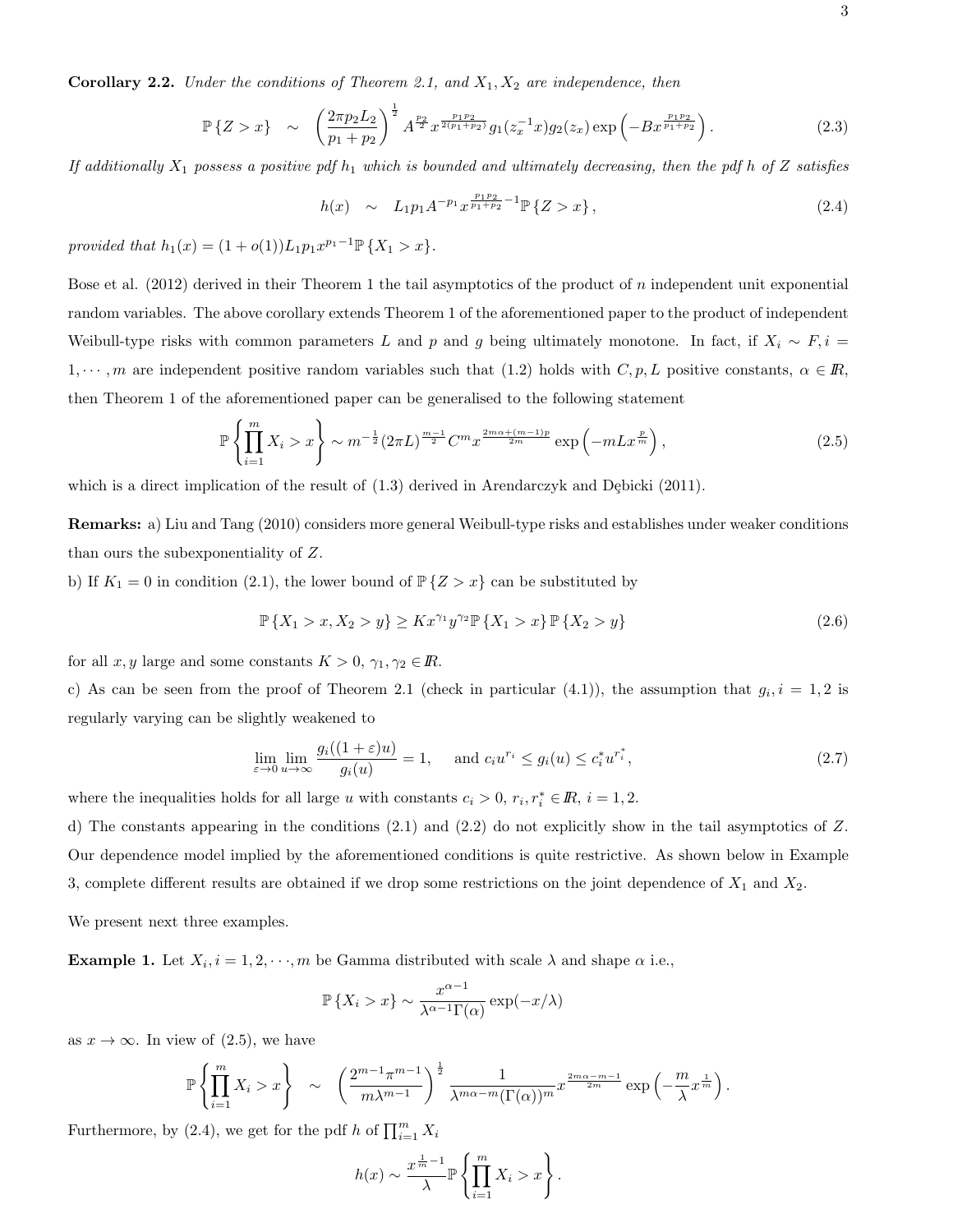**Corollary 2.2.** *Under the conditions of Theorem 2.1, and $X_1, X_2$ are independence, then*

$$\mathbb{P}\{Z > x\} \sim \left(\frac{2\pi p_2 L_2}{p_1 + p_2}\right)^{\frac{1}{2}} A^{\frac{p_2}{2}} x^{\frac{p_1 p_2}{2(p_1+p_2)}} g_1(z_x^{-1}x) g_2(z_x) \exp\left(-Bx^{\frac{p_1 p_2}{p_1+p_2}}\right). \tag{2.3}$$

*If additionally $X_1$ possess a positive pdf $h_1$ which is bounded and ultimately decreasing, then the pdf $h$ of $Z$ satisfies*

$$h(x) \sim L_1 p_1 A^{-p_1} x^{\frac{p_1 p_2}{p_1+p_2}-1} \mathbb{P}\{Z > x\}, \tag{2.4}$$

*provided that $h_1(x) = (1 + o(1))L_1 p_1 x^{p_1-1}\mathbb{P}\{X_1 > x\}$.*

Bose et al. (2012) derived in their Theorem 1 the tail asymptotics of the product of $n$ independent unit exponential random variables. The above corollary extends Theorem 1 of the aforementioned paper to the product of independent Weibull-type risks with common parameters $L$ and $p$ and $g$ being ultimately monotone. In fact, if $X_i \sim F, i = 1, \cdots, m$ are independent positive random variables such that (1.2) holds with $C, p, L$ positive constants, $\alpha \in \mathbb{R}$, then Theorem 1 of the aforementioned paper can be generalised to the following statement

$$\mathbb{P}\left\{\prod_{i=1}^m X_i > x\right\} \sim m^{-\frac{1}{2}} (2\pi L)^{\frac{m-1}{2}} C^m x^{\frac{2m\alpha+(m-1)p}{2m}} \exp\left(-mLx^{\frac{p}{m}}\right), \tag{2.5}$$

which is a direct implication of the result of (1.3) derived in Arendarczyk and Dębicki (2011).

**Remarks:** a) Liu and Tang (2010) considers more general Weibull-type risks and establishes under weaker conditions than ours the subexponentiality of $Z$.

b) If $K_1 = 0$ in condition (2.1), the lower bound of $\mathbb{P}\{Z > x\}$ can be substituted by

$$\mathbb{P}\{X_1 > x, X_2 > y\} \geq Kx^{\gamma_1} y^{\gamma_2} \mathbb{P}\{X_1 > x\}\mathbb{P}\{X_2 > y\} \tag{2.6}$$

for all $x, y$ large and some constants $K > 0$, $\gamma_1, \gamma_2 \in \mathbb{R}$.

c) As can be seen from the proof of Theorem 2.1 (check in particular (4.1)), the assumption that $g_i, i = 1, 2$ is regularly varying can be slightly weakened to

$$\lim_{\varepsilon \to 0} \lim_{u \to \infty} \frac{g_i((1+\varepsilon)u)}{g_i(u)} = 1, \quad \text{and } c_i u^{r_i} \leq g_i(u) \leq c_i^* u^{r_i^*}, \tag{2.7}$$

where the inequalities holds for all large $u$ with constants $c_i > 0$, $r_i, r_i^* \in \mathbb{R}$, $i = 1, 2$.

d) The constants appearing in the conditions (2.1) and (2.2) do not explicitly show in the tail asymptotics of $Z$. Our dependence model implied by the aforementioned conditions is quite restrictive. As shown below in Example 3, complete different results are obtained if we drop some restrictions on the joint dependence of $X_1$ and $X_2$.

We present next three examples.

**Example 1.** Let $X_i, i = 1, 2, \cdots, m$ be Gamma distributed with scale $\lambda$ and shape $\alpha$ i.e.,

$$\mathbb{P}\{X_i > x\} \sim \frac{x^{\alpha-1}}{\lambda^{\alpha-1}\Gamma(\alpha)} \exp(-x/\lambda)$$

as $x \to \infty$. In view of (2.5), we have

$$\mathbb{P}\left\{\prod_{i=1}^m X_i > x\right\} \sim \left(\frac{2^{m-1}\pi^{m-1}}{m\lambda^{m-1}}\right)^{\frac{1}{2}} \frac{1}{\lambda^{m\alpha-m}(\Gamma(\alpha))^m} x^{\frac{2m\alpha-m-1}{2m}} \exp\left(-\frac{m}{\lambda}x^{\frac{1}{m}}\right).$$

Furthermore, by (2.4), we get for the pdf $h$ of $\prod_{i=1}^m X_i$

$$h(x) \sim \frac{x^{\frac{1}{m}-1}}{\lambda} \mathbb{P}\left\{\prod_{i=1}^m X_i > x\right\}.$$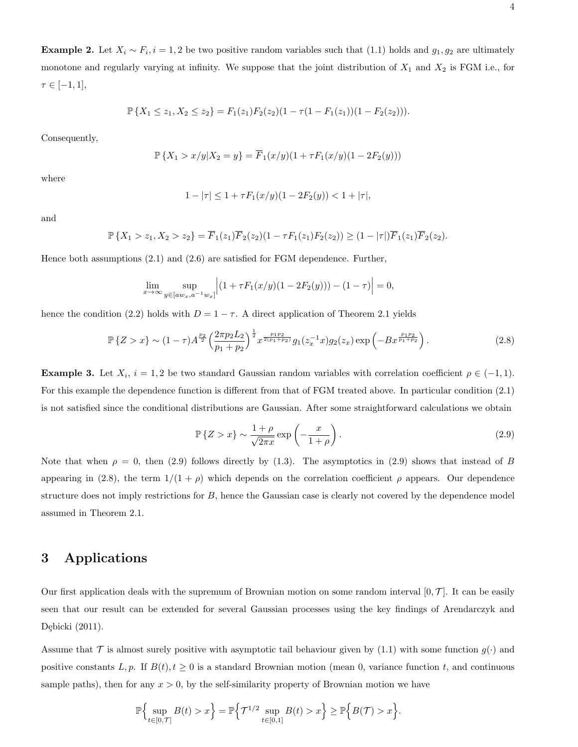**Example 2.** Let $X_i \sim F_i, i = 1,2$ be two positive random variables such that (1.1) holds and $g_1, g_2$ are ultimately monotone and regularly varying at infinity. We suppose that the joint distribution of $X_1$ and $X_2$ is FGM i.e., for $\tau \in [-1,1]$,

$$\mathbb{P}\{X_1 \le z_1, X_2 \le z_2\} = F_1(z_1)F_2(z_2)(1 - \tau(1 - F_1(z_1))(1 - F_2(z_2))).$$

Consequently,

$$\mathbb{P}\{X_1 > x/y | X_2 = y\} = \overline{F}_1(x/y)(1 + \tau F_1(x/y)(1 - 2F_2(y)))$$

where

$$1 - |\tau| \le 1 + \tau F_1(x/y)(1 - 2F_2(y)) < 1 + |\tau|,$$

and

$$\mathbb{P}\{X_1 > z_1, X_2 > z_2\} = \overline{F}_1(z_1)\overline{F}_2(z_2)(1 - \tau F_1(z_1)F_2(z_2)) \ge (1 - |\tau|)\overline{F}_1(z_1)\overline{F}_2(z_2).$$

Hence both assumptions (2.1) and (2.6) are satisfied for FGM dependence. Further,

$$\lim_{x\to\infty} \sup_{y \in [aw_x, a^{-1}w_x]} \Big|(1 + \tau F_1(x/y)(1 - 2F_2(y))) - (1 - \tau)\Big| = 0,$$

hence the condition (2.2) holds with $D = 1 - \tau$. A direct application of Theorem 2.1 yields

$$\mathbb{P}\{Z > x\} \sim (1-\tau)A^{\frac{p_2}{2}}\left(\frac{2\pi p_2 L_2}{p_1 + p_2}\right)^{\frac{1}{2}} x^{\frac{p_1 p_2}{2(p_1+p_2)}} g_1(z_x^{-1}x) g_2(z_x) \exp\left(-Bx^{\frac{p_1 p_2}{p_1+p_2}}\right). \tag{2.8}$$

**Example 3.** Let $X_i, i = 1,2$ be two standard Gaussian random variables with correlation coefficient $\rho \in (-1,1)$. For this example the dependence function is different from that of FGM treated above. In particular condition (2.1) is not satisfied since the conditional distributions are Gaussian. After some straightforward calculations we obtain

$$\mathbb{P}\{Z > x\} \sim \frac{1+\rho}{\sqrt{2\pi x}} \exp\left(-\frac{x}{1+\rho}\right). \tag{2.9}$$

Note that when $\rho = 0$, then (2.9) follows directly by (1.3). The asymptotics in (2.9) shows that instead of $B$ appearing in (2.8), the term $1/(1+\rho)$ which depends on the correlation coefficient $\rho$ appears. Our dependence structure does not imply restrictions for $B$, hence the Gaussian case is clearly not covered by the dependence model assumed in Theorem 2.1.

# 3 Applications

Our first application deals with the supremum of Brownian motion on some random interval $[0, \mathcal{T}]$. It can be easily seen that our result can be extended for several Gaussian processes using the key findings of Arendarczyk and Dębicki (2011).

Assume that $\mathcal{T}$ is almost surely positive with asymptotic tail behaviour given by (1.1) with some function $g(\cdot)$ and positive constants $L, p$. If $B(t), t \ge 0$ is a standard Brownian motion (mean 0, variance function $t$, and continuous sample paths), then for any $x > 0$, by the self-similarity property of Brownian motion we have

$$\mathbb{P}\Big\{\sup_{t\in[0,\mathcal{T}]} B(t) > x\Big\} = \mathbb{P}\Big\{\mathcal{T}^{1/2} \sup_{t\in[0,1]} B(t) > x\Big\} \ge \mathbb{P}\Big\{B(\mathcal{T}) > x\Big\}.$$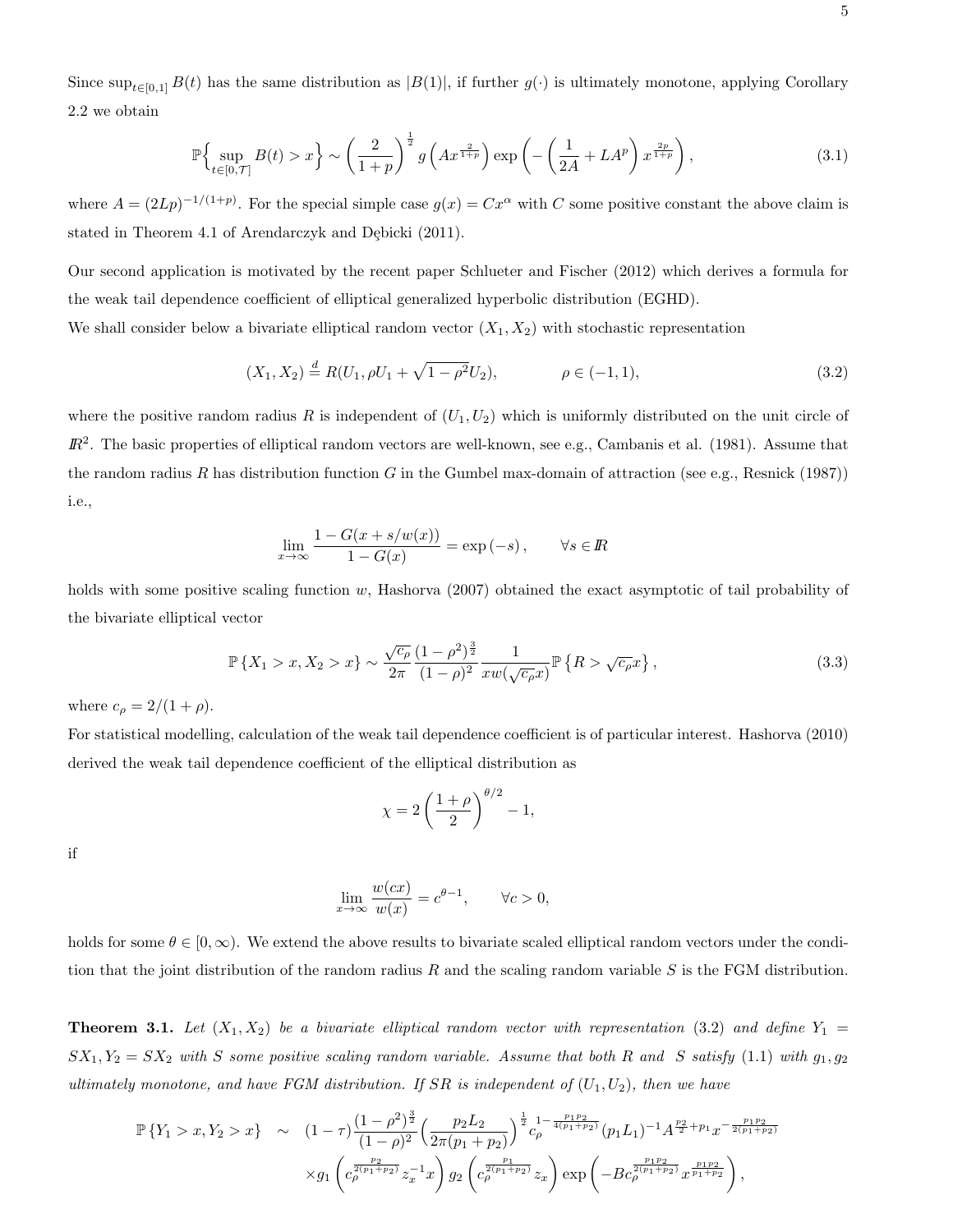Since $\sup_{t\in[0,1]} B(t)$ has the same distribution as $|B(1)|$, if further $g(\cdot)$ is ultimately monotone, applying Corollary 2.2 we obtain

$$
\mathbb{P}\Big\{\sup_{t\in[0,\mathcal{T}]} B(t) > x\Big\} \sim \left(\frac{2}{1+p}\right)^{\frac{1}{2}} g\left(Ax^{\frac{2}{1+p}}\right) \exp\left(-\left(\frac{1}{2A} + LA^p\right) x^{\frac{2p}{1+p}}\right), \tag{3.1}
$$

where $A = (2Lp)^{-1/(1+p)}$. For the special simple case $g(x) = Cx^{\alpha}$ with $C$ some positive constant the above claim is stated in Theorem 4.1 of Arendarczyk and Dębicki (2011).

Our second application is motivated by the recent paper Schlueter and Fischer (2012) which derives a formula for the weak tail dependence coefficient of elliptical generalized hyperbolic distribution (EGHD).

We shall consider below a bivariate elliptical random vector $(X_1, X_2)$ with stochastic representation

$$
(X_1, X_2) \overset{d}{=} R(U_1, \rho U_1 + \sqrt{1-\rho^2} U_2), \qquad \rho \in (-1, 1), \tag{3.2}
$$

where the positive random radius $R$ is independent of $(U_1, U_2)$ which is uniformly distributed on the unit circle of $\mathbb{R}^2$. The basic properties of elliptical random vectors are well-known, see e.g., Cambanis et al. (1981). Assume that the random radius $R$ has distribution function $G$ in the Gumbel max-domain of attraction (see e.g., Resnick (1987)) i.e.,

$$
\lim_{x\to\infty} \frac{1 - G(x + s/w(x))}{1 - G(x)} = \exp(-s), \qquad \forall s \in \mathbb{R}
$$

holds with some positive scaling function $w$, Hashorva (2007) obtained the exact asymptotic of tail probability of the bivariate elliptical vector

$$
\mathbb{P}\{X_1 > x, X_2 > x\} \sim \frac{\sqrt{c_\rho}}{2\pi} \frac{(1-\rho^2)^{\frac{3}{2}}}{(1-\rho)^2} \frac{1}{xw(\sqrt{c_\rho}x)} \mathbb{P}\{R > \sqrt{c_\rho}x\}, \tag{3.3}
$$

where $c_\rho = 2/(1+\rho)$.

For statistical modelling, calculation of the weak tail dependence coefficient is of particular interest. Hashorva (2010) derived the weak tail dependence coefficient of the elliptical distribution as

$$
\chi = 2\left(\frac{1+\rho}{2}\right)^{\theta/2} - 1,
$$

if

$$
\lim_{x\to\infty} \frac{w(cx)}{w(x)} = c^{\theta-1}, \qquad \forall c > 0,
$$

holds for some $\theta \in [0, \infty)$. We extend the above results to bivariate scaled elliptical random vectors under the condition that the joint distribution of the random radius $R$ and the scaling random variable $S$ is the FGM distribution.

**Theorem 3.1.** *Let $(X_1, X_2)$ be a bivariate elliptical random vector with representation (3.2) and define $Y_1 = SX_1, Y_2 = SX_2$ with $S$ some positive scaling random variable. Assume that both $R$ and $S$ satisfy (1.1) with $g_1, g_2$ ultimately monotone, and have FGM distribution. If $SR$ is independent of $(U_1, U_2)$, then we have*

$$
\begin{aligned}
\mathbb{P}\{Y_1 > x, Y_2 > x\} \quad \sim \quad & (1-\tau)\frac{(1-\rho^2)^{\frac{3}{2}}}{(1-\rho)^2}\left(\frac{p_2 L_2}{2\pi(p_1+p_2)}\right)^{\frac{1}{2}} c_\rho^{\frac{1}{2} - \frac{p_1 p_2}{4(p_1+p_2)}} (p_1 L_1)^{-1} A^{\frac{p_2}{2}+p_1} x^{-\frac{p_1 p_2}{2(p_1+p_2)}} \\
& \times g_1\left(c_\rho^{\frac{p_2}{2(p_1+p_2)}} z_x^{-1} x\right) g_2\left(c_\rho^{\frac{p_1}{2(p_1+p_2)}} z_x\right) \exp\left(-Bc_\rho^{\frac{p_1 p_2}{2(p_1+p_2)}} x^{\frac{p_1 p_2}{p_1+p_2}}\right),
\end{aligned}
$$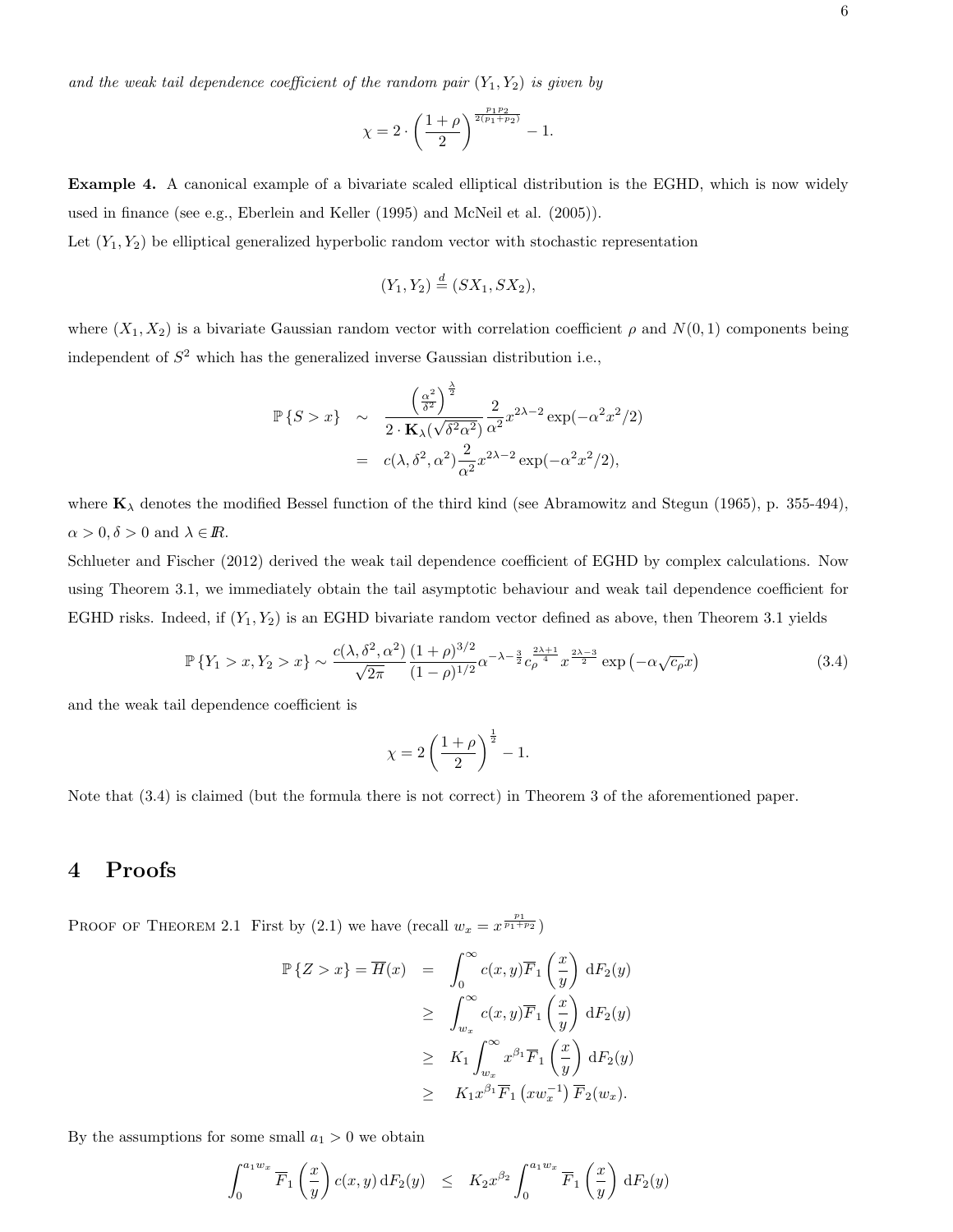*and the weak tail dependence coefficient of the random pair $(Y_1, Y_2)$ is given by*

$$\chi = 2 \cdot \left(\frac{1+\rho}{2}\right)^{\frac{p_1 p_2}{2(p_1+p_2)}} - 1.$$

**Example 4.** A canonical example of a bivariate scaled elliptical distribution is the EGHD, which is now widely used in finance (see e.g., Eberlein and Keller (1995) and McNeil et al. (2005)).
Let $(Y_1, Y_2)$ be elliptical generalized hyperbolic random vector with stochastic representation

$$(Y_1, Y_2) \stackrel{d}{=} (SX_1, SX_2),$$

where $(X_1, X_2)$ is a bivariate Gaussian random vector with correlation coefficient $\rho$ and $N(0,1)$ components being independent of $S^2$ which has the generalized inverse Gaussian distribution i.e.,

$$\begin{aligned}
\mathbb{P}\{S > x\} &\sim \frac{\left(\frac{\alpha^2}{\delta^2}\right)^{\frac{\lambda}{2}}}{2 \cdot \mathbf{K}_\lambda(\sqrt{\delta^2 \alpha^2})} \frac{2}{\alpha^2} x^{2\lambda-2} \exp(-\alpha^2 x^2/2) \\
&= c(\lambda, \delta^2, \alpha^2) \frac{2}{\alpha^2} x^{2\lambda-2} \exp(-\alpha^2 x^2/2),
\end{aligned}$$

where $\mathbf{K}_\lambda$ denotes the modified Bessel function of the third kind (see Abramowitz and Stegun (1965), p. 355-494), $\alpha > 0, \delta > 0$ and $\lambda \in I\!R$.
Schlueter and Fischer (2012) derived the weak tail dependence coefficient of EGHD by complex calculations. Now using Theorem 3.1, we immediately obtain the tail asymptotic behaviour and weak tail dependence coefficient for EGHD risks. Indeed, if $(Y_1, Y_2)$ is an EGHD bivariate random vector defined as above, then Theorem 3.1 yields

$$\mathbb{P}\{Y_1 > x, Y_2 > x\} \sim \frac{c(\lambda, \delta^2, \alpha^2)}{\sqrt{2\pi}} \frac{(1+\rho)^{3/2}}{(1-\rho)^{1/2}} \alpha^{-\lambda-\frac{3}{2}} c_\rho^{\frac{2\lambda+1}{4}} x^{\frac{2\lambda-3}{2}} \exp\left(-\alpha\sqrt{c_\rho} x\right) \tag{3.4}$$

and the weak tail dependence coefficient is

$$\chi = 2\left(\frac{1+\rho}{2}\right)^{\frac{1}{2}} - 1.$$

Note that (3.4) is claimed (but the formula there is not correct) in Theorem 3 of the aforementioned paper.

# 4 Proofs

PROOF OF THEOREM 2.1 First by (2.1) we have (recall $w_x = x^{\frac{p_1}{p_1+p_2}}$)

$$\begin{aligned}
\mathbb{P}\{Z > x\} = \overline{H}(x) &= \int_0^\infty c(x,y) \overline{F}_1\left(\frac{x}{y}\right) \mathrm{d}F_2(y) \\
&\geq \int_{w_x}^\infty c(x,y) \overline{F}_1\left(\frac{x}{y}\right) \mathrm{d}F_2(y) \\
&\geq K_1 \int_{w_x}^\infty x^{\beta_1} \overline{F}_1\left(\frac{x}{y}\right) \mathrm{d}F_2(y) \\
&\geq K_1 x^{\beta_1} \overline{F}_1\left(x w_x^{-1}\right) \overline{F}_2(w_x).
\end{aligned}$$

By the assumptions for some small $a_1 > 0$ we obtain

$$\int_0^{a_1 w_x} \overline{F}_1\left(\frac{x}{y}\right) c(x,y) \, \mathrm{d}F_2(y) \leq K_2 x^{\beta_2} \int_0^{a_1 w_x} \overline{F}_1\left(\frac{x}{y}\right) \mathrm{d}F_2(y)$$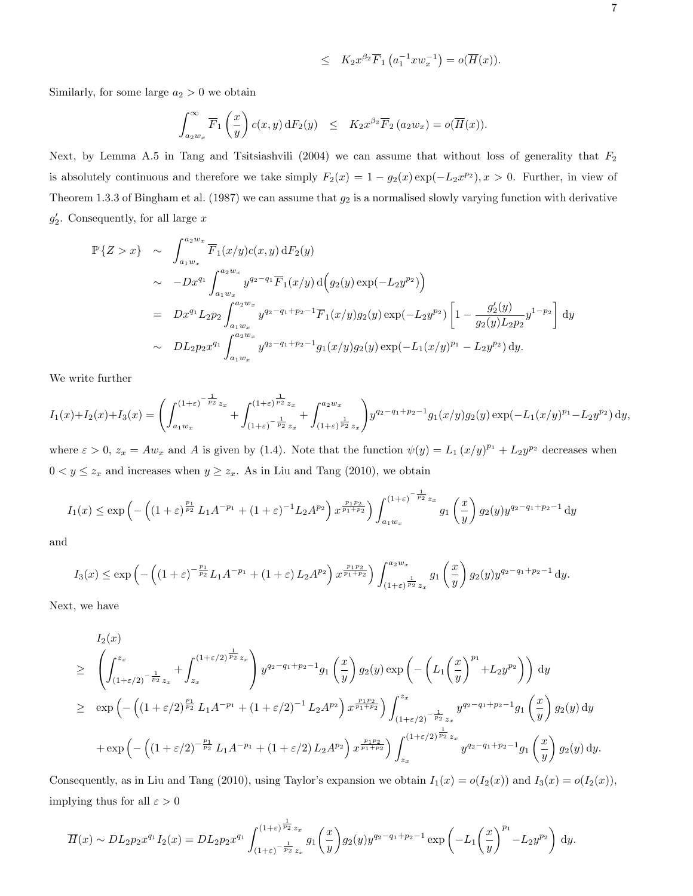$$\leq \quad K_2 x^{\beta_2} \overline{F}_1\left(a_1^{-1} x w_x^{-1}\right) = o(\overline{H}(x)).$$

Similarly, for some large $a_2 > 0$ we obtain

$$\int_{a_2 w_x}^{\infty} \overline{F}_1\left(\frac{x}{y}\right) c(x,y)\, \mathrm{d}F_2(y) \quad \leq \quad K_2 x^{\beta_2} \overline{F}_2\left(a_2 w_x\right) = o(\overline{H}(x)).$$

Next, by Lemma A.5 in Tang and Tsitsiashvili (2004) we can assume that without loss of generality that $F_2$ is absolutely continuous and therefore we take simply $F_2(x) = 1 - g_2(x)\exp(-L_2 x^{p_2}), x > 0$. Further, in view of Theorem 1.3.3 of Bingham et al. (1987) we can assume that $g_2$ is a normalised slowly varying function with derivative $g_2'$. Consequently, for all large $x$

$$\begin{aligned}
\mathbb{P}\{Z > x\} &\sim \int_{a_1 w_x}^{a_2 w_x} \overline{F}_1(x/y) c(x,y)\, \mathrm{d}F_2(y) \\
&\sim -D x^{q_1} \int_{a_1 w_x}^{a_2 w_x} y^{q_2 - q_1} \overline{F}_1(x/y)\, \mathrm{d}\Big(g_2(y)\exp(-L_2 y^{p_2})\Big) \\
&= D x^{q_1} L_2 p_2 \int_{a_1 w_x}^{a_2 w_x} y^{q_2 - q_1 + p_2 - 1} \overline{F}_1(x/y) g_2(y)\exp(-L_2 y^{p_2})\left[1 - \frac{g_2'(y)}{g_2(y) L_2 p_2} y^{1-p_2}\right] \mathrm{d}y \\
&\sim D L_2 p_2 x^{q_1} \int_{a_1 w_x}^{a_2 w_x} y^{q_2 - q_1 + p_2 - 1} g_1(x/y) g_2(y) \exp(-L_1 (x/y)^{p_1} - L_2 y^{p_2})\, \mathrm{d}y.
\end{aligned}$$

We write further

$$I_1(x) + I_2(x) + I_3(x) = \left(\int_{a_1 w_x}^{(1+\varepsilon)^{-\frac{1}{p_2}} z_x} + \int_{(1+\varepsilon)^{-\frac{1}{p_2}} z_x}^{(1+\varepsilon)^{\frac{1}{p_2}} z_x} + \int_{(1+\varepsilon)^{\frac{1}{p_2}} z_x}^{a_2 w_x}\right) y^{q_2 - q_1 + p_2 - 1} g_1(x/y) g_2(y) \exp(-L_1 (x/y)^{p_1} - L_2 y^{p_2})\, \mathrm{d}y,$$

where $\varepsilon > 0$, $z_x = A w_x$ and $A$ is given by (1.4). Note that the function $\psi(y) = L_1 (x/y)^{p_1} + L_2 y^{p_2}$ decreases when $0 < y \leq z_x$ and increases when $y \geq z_x$. As in Liu and Tang (2010), we obtain

$$I_1(x) \leq \exp\Big(-\left((1+\varepsilon)^{\frac{p_1}{p_2}} L_1 A^{-p_1} + (1+\varepsilon)^{-1} L_2 A^{p_2}\right) x^{\frac{p_1 p_2}{p_1 + p_2}}\Big) \int_{a_1 w_x}^{(1+\varepsilon)^{-\frac{1}{p_2}} z_x} g_1\left(\frac{x}{y}\right) g_2(y) y^{q_2 - q_1 + p_2 - 1}\, \mathrm{d}y$$

and

$$I_3(x) \leq \exp\Big(-\left((1+\varepsilon)^{-\frac{p_1}{p_2}} L_1 A^{-p_1} + (1+\varepsilon) L_2 A^{p_2}\right) x^{\frac{p_1 p_2}{p_1 + p_2}}\Big) \int_{(1+\varepsilon)^{\frac{1}{p_2}} z_x}^{a_2 w_x} g_1\left(\frac{x}{y}\right) g_2(y) y^{q_2 - q_1 + p_2 - 1}\, \mathrm{d}y.$$

Next, we have

$$\begin{aligned}
& I_2(x) \\
\geq \; & \left(\int_{(1+\varepsilon/2)^{-\frac{1}{p_2}} z_x}^{z_x} + \int_{z_x}^{(1+\varepsilon/2)^{\frac{1}{p_2}} z_x}\right) y^{q_2 - q_1 + p_2 - 1} g_1\left(\frac{x}{y}\right) g_2(y) \exp\left(-\left(L_1\left(\frac{x}{y}\right)^{p_1} + L_2 y^{p_2}\right)\right) \mathrm{d}y \\
\geq \; & \exp\Big(-\left((1+\varepsilon/2)^{\frac{p_1}{p_2}} L_1 A^{-p_1} + (1+\varepsilon/2)^{-1} L_2 A^{p_2}\right) x^{\frac{p_1 p_2}{p_1 + p_2}}\Big) \int_{(1+\varepsilon/2)^{-\frac{1}{p_2}} z_x}^{z_x} y^{q_2 - q_1 + p_2 - 1} g_1\left(\frac{x}{y}\right) g_2(y)\, \mathrm{d}y \\
& + \exp\Big(-\left((1+\varepsilon/2)^{-\frac{p_1}{p_2}} L_1 A^{-p_1} + (1+\varepsilon/2) L_2 A^{p_2}\right) x^{\frac{p_1 p_2}{p_1 + p_2}}\Big) \int_{z_x}^{(1+\varepsilon/2)^{\frac{1}{p_2}} z_x} y^{q_2 - q_1 + p_2 - 1} g_1\left(\frac{x}{y}\right) g_2(y)\, \mathrm{d}y.
\end{aligned}$$

Consequently, as in Liu and Tang (2010), using Taylor's expansion we obtain $I_1(x) = o(I_2(x))$ and $I_3(x) = o(I_2(x))$, implying thus for all $\varepsilon > 0$

$$\overline{H}(x) \sim D L_2 p_2 x^{q_1} I_2(x) = D L_2 p_2 x^{q_1} \int_{(1+\varepsilon)^{-\frac{1}{p_2}} z_x}^{(1+\varepsilon)^{\frac{1}{p_2}} z_x} g_1\left(\frac{x}{y}\right) g_2(y) y^{q_2 - q_1 + p_2 - 1} \exp\left(-L_1\left(\frac{x}{y}\right)^{p_1} - L_2 y^{p_2}\right) \mathrm{d}y.$$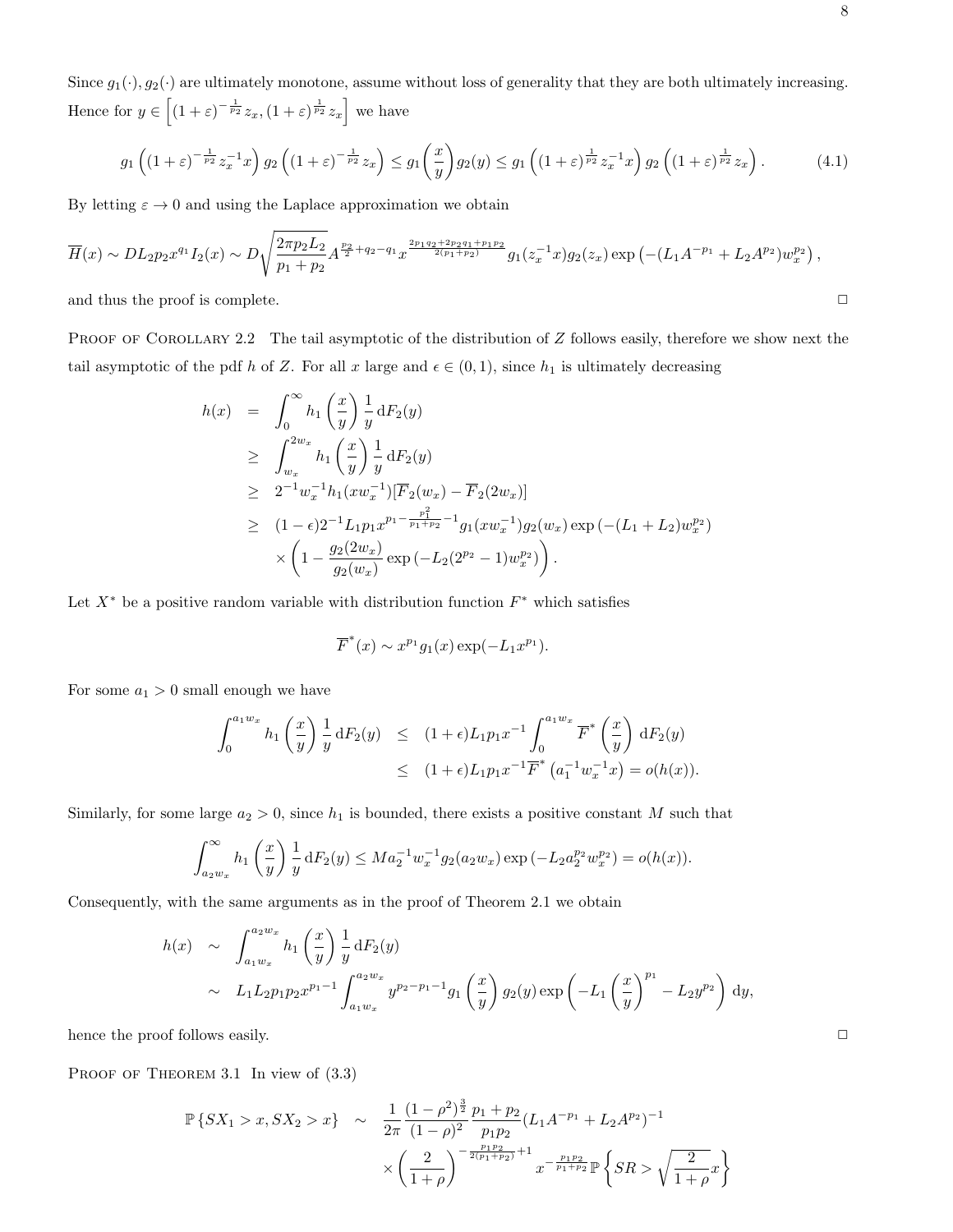Since $g_1(\cdot), g_2(\cdot)$ are ultimately monotone, assume without loss of generality that they are both ultimately increasing. Hence for $y \in \left[(1+\varepsilon)^{-\frac{1}{p_2}} z_x, (1+\varepsilon)^{\frac{1}{p_2}} z_x\right]$ we have

$$
g_1\left((1+\varepsilon)^{-\frac{1}{p_2}} z_x^{-1} x\right) g_2\left((1+\varepsilon)^{-\frac{1}{p_2}} z_x\right) \leq g_1\left(\frac{x}{y}\right) g_2(y) \leq g_1\left((1+\varepsilon)^{\frac{1}{p_2}} z_x^{-1} x\right) g_2\left((1+\varepsilon)^{\frac{1}{p_2}} z_x\right). \tag{4.1}
$$

By letting $\varepsilon \to 0$ and using the Laplace approximation we obtain

$$
\overline{H}(x) \sim D L_2 p_2 x^{q_1} I_2(x) \sim D\sqrt{\frac{2\pi p_2 L_2}{p_1+p_2}} A^{\frac{p_2}{2}+q_2-q_1} x^{\frac{2p_1q_2+2p_2q_1+p_1p_2}{2(p_1+p_2)}} g_1(z_x^{-1}x) g_2(z_x) \exp\left(-(L_1 A^{-p_1} + L_2 A^{p_2}) w_x^{p_2}\right),
$$

and thus the proof is complete. □

Proof of Corollary 2.2 The tail asymptotic of the distribution of $Z$ follows easily, therefore we show next the tail asymptotic of the pdf $h$ of $Z$. For all $x$ large and $\epsilon \in (0,1)$, since $h_1$ is ultimately decreasing

$$
\begin{aligned}
h(x) &= \int_0^\infty h_1\left(\frac{x}{y}\right) \frac{1}{y} \,\mathrm{d}F_2(y) \\
&\geq \int_{w_x}^{2w_x} h_1\left(\frac{x}{y}\right) \frac{1}{y} \,\mathrm{d}F_2(y) \\
&\geq 2^{-1} w_x^{-1} h_1(x w_x^{-1}) [\overline{F}_2(w_x) - \overline{F}_2(2w_x)] \\
&\geq (1-\epsilon) 2^{-1} L_1 p_1 x^{p_1 - \frac{p_1^2}{p_1+p_2} - 1} g_1(x w_x^{-1}) g_2(w_x) \exp\left(-(L_1+L_2) w_x^{p_2}\right) \\
&\quad \times \left(1 - \frac{g_2(2w_x)}{g_2(w_x)} \exp\left(-L_2(2^{p_2}-1) w_x^{p_2}\right)\right).
\end{aligned}
$$

Let $X^*$ be a positive random variable with distribution function $F^*$ which satisfies

$$
\overline{F}^*(x) \sim x^{p_1} g_1(x) \exp(-L_1 x^{p_1}).
$$

For some $a_1 > 0$ small enough we have

$$
\begin{aligned}
\int_0^{a_1 w_x} h_1\left(\frac{x}{y}\right) \frac{1}{y} \,\mathrm{d}F_2(y) &\leq (1+\epsilon) L_1 p_1 x^{-1} \int_0^{a_1 w_x} \overline{F}^*\left(\frac{x}{y}\right) \mathrm{d}F_2(y) \\
&\leq (1+\epsilon) L_1 p_1 x^{-1} \overline{F}^*\left(a_1^{-1} w_x^{-1} x\right) = o(h(x)).
\end{aligned}
$$

Similarly, for some large $a_2 > 0$, since $h_1$ is bounded, there exists a positive constant $M$ such that

$$
\int_{a_2 w_x}^\infty h_1\left(\frac{x}{y}\right) \frac{1}{y} \,\mathrm{d}F_2(y) \leq M a_2^{-1} w_x^{-1} g_2(a_2 w_x) \exp\left(-L_2 a_2^{p_2} w_x^{p_2}\right) = o(h(x)).
$$

Consequently, with the same arguments as in the proof of Theorem 2.1 we obtain

$$
\begin{aligned}
h(x) &\sim \int_{a_1 w_x}^{a_2 w_x} h_1\left(\frac{x}{y}\right) \frac{1}{y} \,\mathrm{d}F_2(y) \\
&\sim L_1 L_2 p_1 p_2 x^{p_1-1} \int_{a_1 w_x}^{a_2 w_x} y^{p_2-p_1-1} g_1\left(\frac{x}{y}\right) g_2(y) \exp\left(-L_1\left(\frac{x}{y}\right)^{p_1} - L_2 y^{p_2}\right) \mathrm{d}y,
\end{aligned}
$$

hence the proof follows easily. □

Proof of Theorem 3.1 In view of (3.3)

$$
\begin{aligned}
\mathbb{P}\{SX_1 > x, SX_2 > x\} &\sim \frac{1}{2\pi} \frac{(1-\rho^2)^{\frac{3}{2}}}{(1-\rho)^2} \frac{p_1+p_2}{p_1 p_2} (L_1 A^{-p_1} + L_2 A^{p_2})^{-1} \\
&\quad \times \left(\frac{2}{1+\rho}\right)^{-\frac{p_1 p_2}{2(p_1+p_2)}+1} x^{-\frac{p_1 p_2}{p_1+p_2}} \mathbb{P}\left\{SR > \sqrt{\frac{2}{1+\rho}} x\right\}
\end{aligned}
$$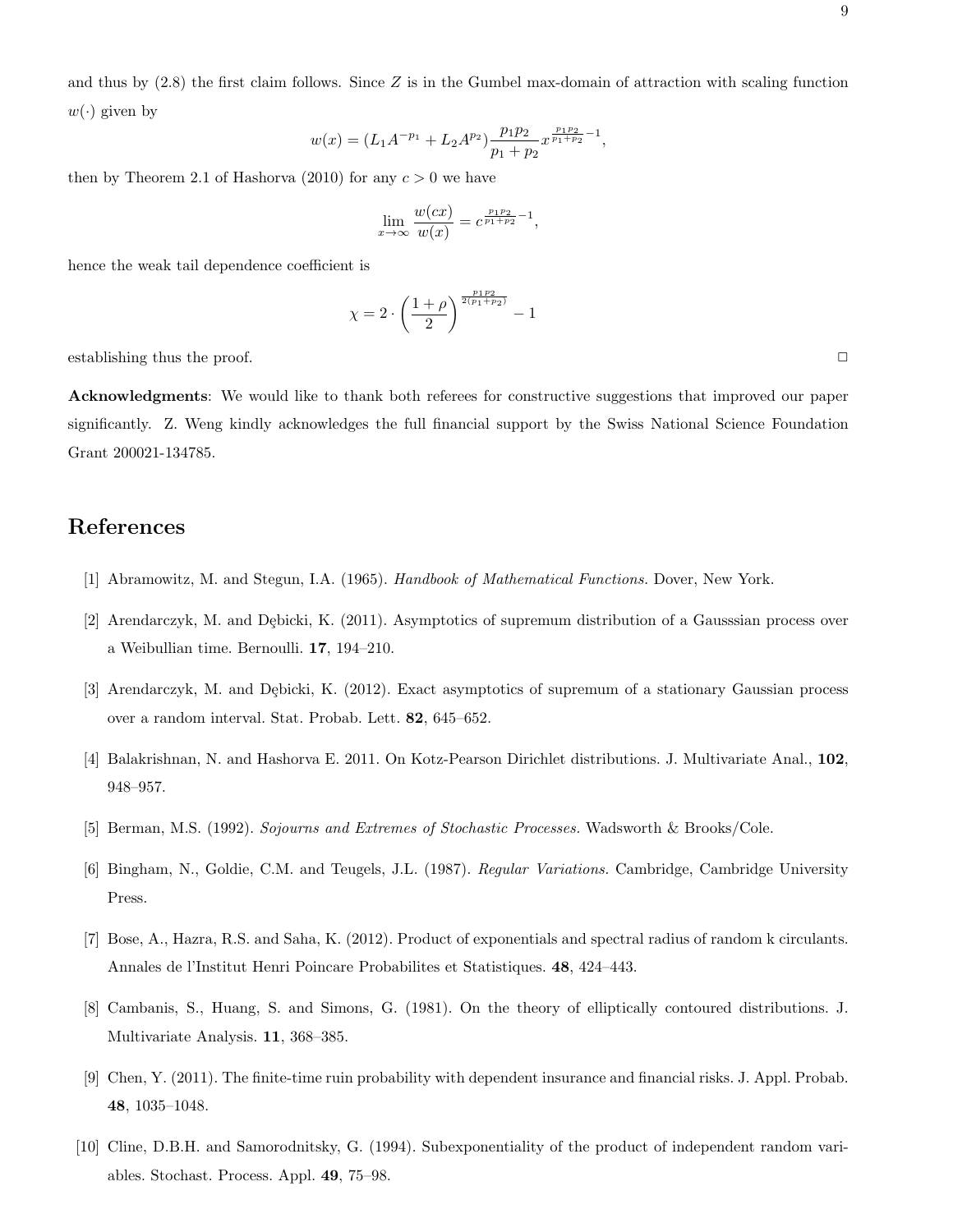and thus by (2.8) the first claim follows. Since $Z$ is in the Gumbel max-domain of attraction with scaling function $w(\cdot)$ given by

$$w(x) = (L_1 A^{-p_1} + L_2 A^{p_2}) \frac{p_1 p_2}{p_1 + p_2} x^{\frac{p_1 p_2}{p_1 + p_2} - 1},$$

then by Theorem 2.1 of Hashorva (2010) for any $c > 0$ we have

$$\lim_{x \to \infty} \frac{w(cx)}{w(x)} = c^{\frac{p_1 p_2}{p_1 + p_2} - 1},$$

hence the weak tail dependence coefficient is

$$\chi = 2 \cdot \left( \frac{1 + \rho}{2} \right)^{\frac{p_1 p_2}{2(p_1 + p_2)}} - 1$$

establishing thus the proof. □

**Acknowledgments**: We would like to thank both referees for constructive suggestions that improved our paper significantly. Z. Weng kindly acknowledges the full financial support by the Swiss National Science Foundation Grant 200021-134785.

# References

[1] Abramowitz, M. and Stegun, I.A. (1965). *Handbook of Mathematical Functions.* Dover, New York.

[2] Arendarczyk, M. and Dębicki, K. (2011). Asymptotics of supremum distribution of a Gausssian process over a Weibullian time. Bernoulli. **17**, 194–210.

[3] Arendarczyk, M. and Dębicki, K. (2012). Exact asymptotics of supremum of a stationary Gaussian process over a random interval. Stat. Probab. Lett. **82**, 645–652.

[4] Balakrishnan, N. and Hashorva E. 2011. On Kotz-Pearson Dirichlet distributions. J. Multivariate Anal., **102**, 948–957.

[5] Berman, M.S. (1992). *Sojourns and Extremes of Stochastic Processes.* Wadsworth & Brooks/Cole.

[6] Bingham, N., Goldie, C.M. and Teugels, J.L. (1987). *Regular Variations.* Cambridge, Cambridge University Press.

[7] Bose, A., Hazra, R.S. and Saha, K. (2012). Product of exponentials and spectral radius of random k circulants. Annales de l'Institut Henri Poincare Probabilites et Statistiques. **48**, 424–443.

[8] Cambanis, S., Huang, S. and Simons, G. (1981). On the theory of elliptically contoured distributions. J. Multivariate Analysis. **11**, 368–385.

[9] Chen, Y. (2011). The finite-time ruin probability with dependent insurance and financial risks. J. Appl. Probab. **48**, 1035–1048.

[10] Cline, D.B.H. and Samorodnitsky, G. (1994). Subexponentiality of the product of independent random variables. Stochast. Process. Appl. **49**, 75–98.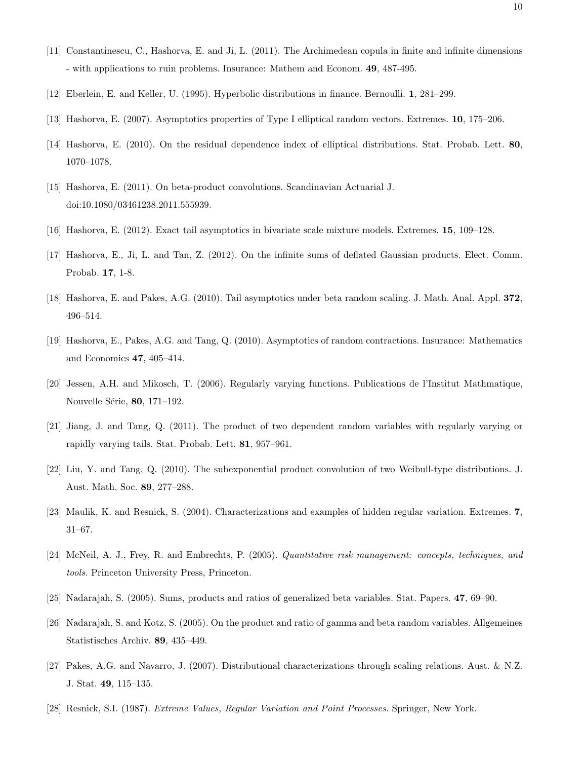[11] Constantinescu, C., Hashorva, E. and Ji, L. (2011). The Archimedean copula in finite and infinite dimensions - with applications to ruin problems. Insurance: Mathem and Econom. **49**, 487-495.

[12] Eberlein, E. and Keller, U. (1995). Hyperbolic distributions in finance. Bernoulli. **1**, 281–299.

[13] Hashorva, E. (2007). Asymptotics properties of Type I elliptical random vectors. Extremes. **10**, 175–206.

[14] Hashorva, E. (2010). On the residual dependence index of elliptical distributions. Stat. Probab. Lett. **80**, 1070–1078.

[15] Hashorva, E. (2011). On beta-product convolutions. Scandinavian Actuarial J. doi:10.1080/03461238.2011.555939.

[16] Hashorva, E. (2012). Exact tail asymptotics in bivariate scale mixture models. Extremes. **15**, 109–128.

[17] Hashorva, E., Ji, L. and Tan, Z. (2012). On the infinite sums of deflated Gaussian products. Elect. Comm. Probab. **17**, 1-8.

[18] Hashorva, E. and Pakes, A.G. (2010). Tail asymptotics under beta random scaling. J. Math. Anal. Appl. **372**, 496–514.

[19] Hashorva, E., Pakes, A.G. and Tang, Q. (2010). Asymptotics of random contractions. Insurance: Mathematics and Economics **47**, 405–414.

[20] Jessen, A.H. and Mikosch, T. (2006). Regularly varying functions. Publications de l'Institut Mathmatique, Nouvelle Série, **80**, 171–192.

[21] Jiang, J. and Tang, Q. (2011). The product of two dependent random variables with regularly varying or rapidly varying tails. Stat. Probab. Lett. **81**, 957–961.

[22] Liu, Y. and Tang, Q. (2010). The subexponential product convolution of two Weibull-type distributions. J. Aust. Math. Soc. **89**, 277–288.

[23] Maulik, K. and Resnick, S. (2004). Characterizations and examples of hidden regular variation. Extremes. **7**, 31–67.

[24] McNeil, A. J., Frey, R. and Embrechts, P. (2005). *Quantitative risk management: concepts, techniques, and tools.* Princeton University Press, Princeton.

[25] Nadarajah, S. (2005). Sums, products and ratios of generalized beta variables. Stat. Papers. **47**, 69–90.

[26] Nadarajah, S. and Kotz, S. (2005). On the product and ratio of gamma and beta random variables. Allgemeines Statistisches Archiv. **89**, 435–449.

[27] Pakes, A.G. and Navarro, J. (2007). Distributional characterizations through scaling relations. Aust. & N.Z. J. Stat. **49**, 115–135.

[28] Resnick, S.I. (1987). *Extreme Values, Regular Variation and Point Processes.* Springer, New York.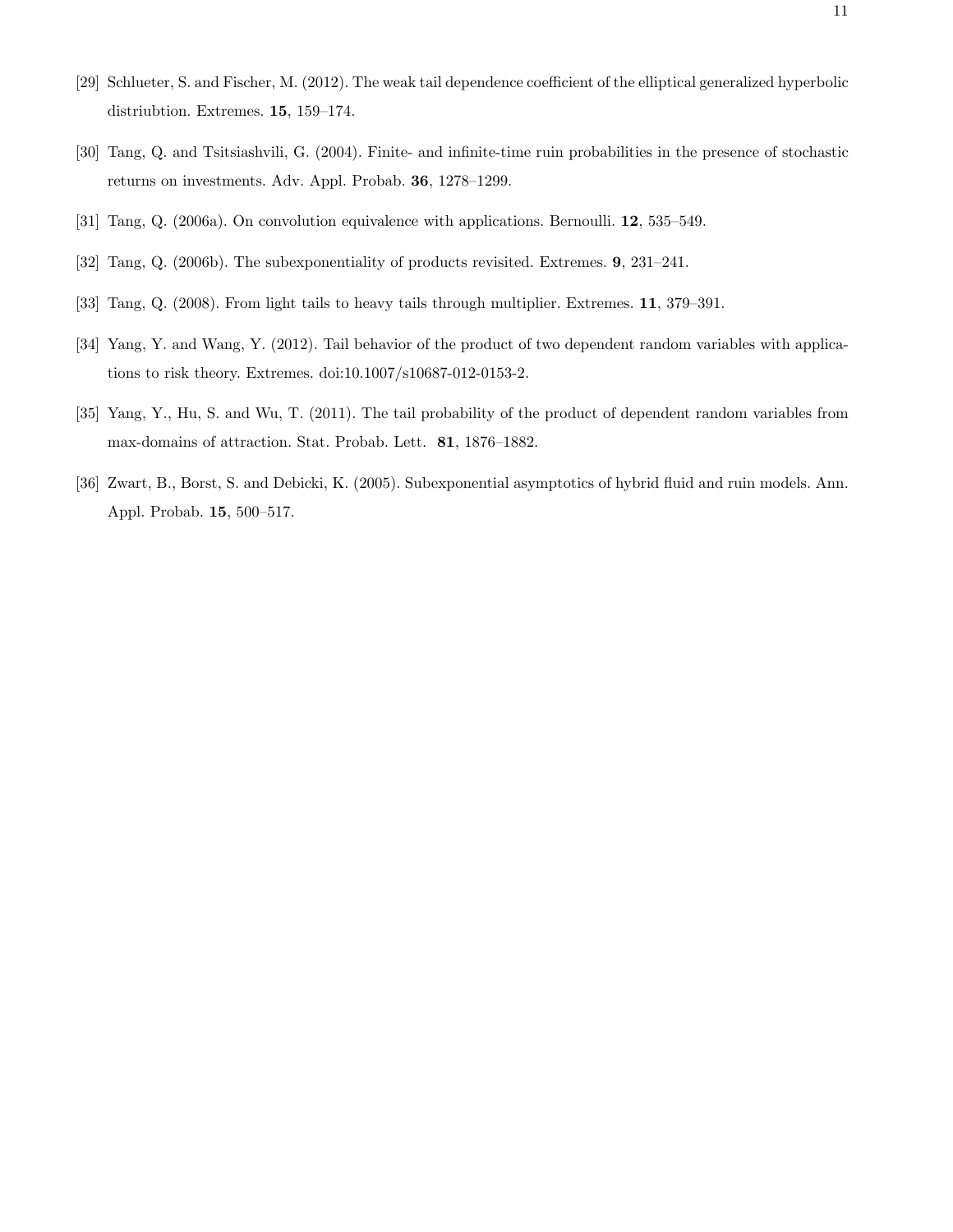[29] Schlueter, S. and Fischer, M. (2012). The weak tail dependence coefficient of the elliptical generalized hyperbolic distriubtion. Extremes. **15**, 159–174.

[30] Tang, Q. and Tsitsiashvili, G. (2004). Finite- and infinite-time ruin probabilities in the presence of stochastic returns on investments. Adv. Appl. Probab. **36**, 1278–1299.

[31] Tang, Q. (2006a). On convolution equivalence with applications. Bernoulli. **12**, 535–549.

[32] Tang, Q. (2006b). The subexponentiality of products revisited. Extremes. **9**, 231–241.

[33] Tang, Q. (2008). From light tails to heavy tails through multiplier. Extremes. **11**, 379–391.

[34] Yang, Y. and Wang, Y. (2012). Tail behavior of the product of two dependent random variables with applications to risk theory. Extremes. doi:10.1007/s10687-012-0153-2.

[35] Yang, Y., Hu, S. and Wu, T. (2011). The tail probability of the product of dependent random variables from max-domains of attraction. Stat. Probab. Lett. **81**, 1876–1882.

[36] Zwart, B., Borst, S. and Debicki, K. (2005). Subexponential asymptotics of hybrid fluid and ruin models. Ann. Appl. Probab. **15**, 500–517.